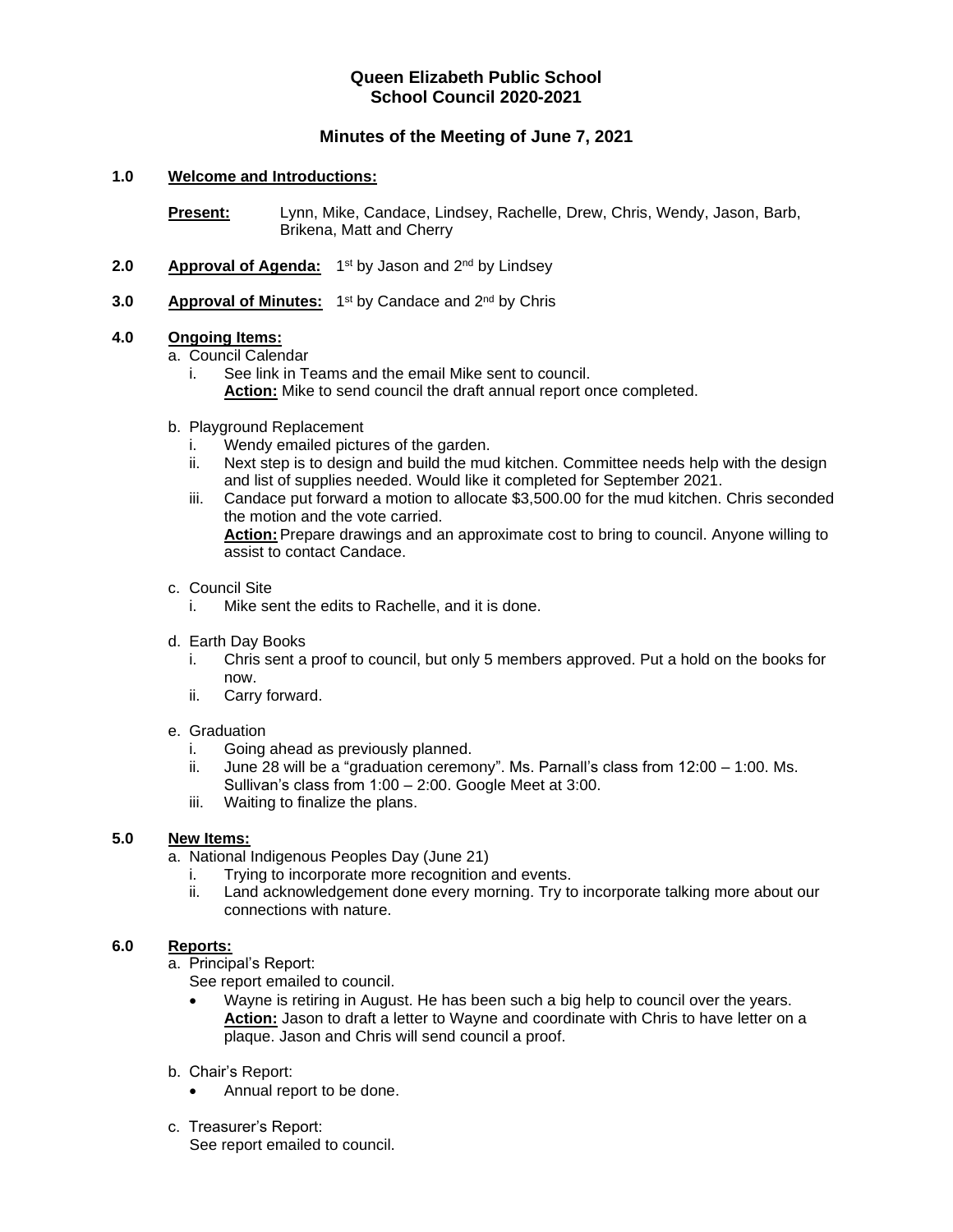# Queen Elizabeth Public School
# School Council 2020-2021

## Minutes of the Meeting of June 7, 2021

**1.0 Welcome and Introductions:**

**Present:** Lynn, Mike, Candace, Lindsey, Rachelle, Drew, Chris, Wendy, Jason, Barb, Brikena, Matt and Cherry

**2.0 Approval of Agenda:** 1st by Jason and 2nd by Lindsey

**3.0 Approval of Minutes:** 1st by Candace and 2nd by Chris

**4.0 Ongoing Items:**

a. Council Calendar
   i. See link in Teams and the email Mike sent to council.
   **Action:** Mike to send council the draft annual report once completed.

b. Playground Replacement
   i. Wendy emailed pictures of the garden.
   ii. Next step is to design and build the mud kitchen. Committee needs help with the design and list of supplies needed. Would like it completed for September 2021.
   iii. Candace put forward a motion to allocate $3,500.00 for the mud kitchen. Chris seconded the motion and the vote carried.
   **Action:** Prepare drawings and an approximate cost to bring to council. Anyone willing to assist to contact Candace.

c. Council Site
   i. Mike sent the edits to Rachelle, and it is done.

d. Earth Day Books
   i. Chris sent a proof to council, but only 5 members approved. Put a hold on the books for now.
   ii. Carry forward.

e. Graduation
   i. Going ahead as previously planned.
   ii. June 28 will be a "graduation ceremony". Ms. Parnall's class from 12:00 – 1:00. Ms. Sullivan's class from 1:00 – 2:00. Google Meet at 3:00.
   iii. Waiting to finalize the plans.

**5.0 New Items:**

a. National Indigenous Peoples Day (June 21)
   i. Trying to incorporate more recognition and events.
   ii. Land acknowledgement done every morning. Try to incorporate talking more about our connections with nature.

**6.0 Reports:**

a. Principal's Report:
   See report emailed to council.
   - Wayne is retiring in August. He has been such a big help to council over the years.
   **Action:** Jason to draft a letter to Wayne and coordinate with Chris to have letter on a plaque. Jason and Chris will send council a proof.

b. Chair's Report:
   - Annual report to be done.

c. Treasurer's Report:
   See report emailed to council.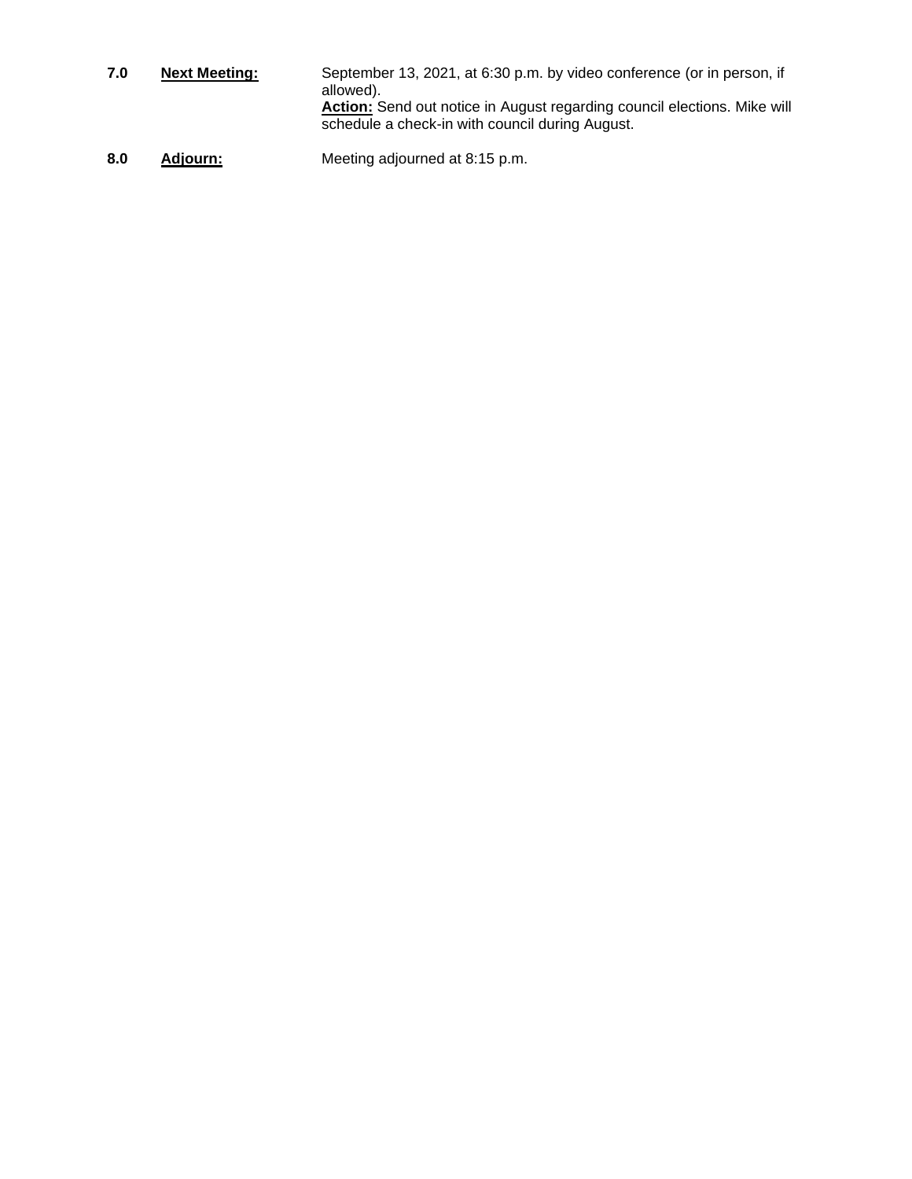**7.0** **Next Meeting:** September 13, 2021, at 6:30 p.m. by video conference (or in person, if allowed).
**Action:** Send out notice in August regarding council elections. Mike will schedule a check-in with council during August.

**8.0** **Adjourn:** Meeting adjourned at 8:15 p.m.